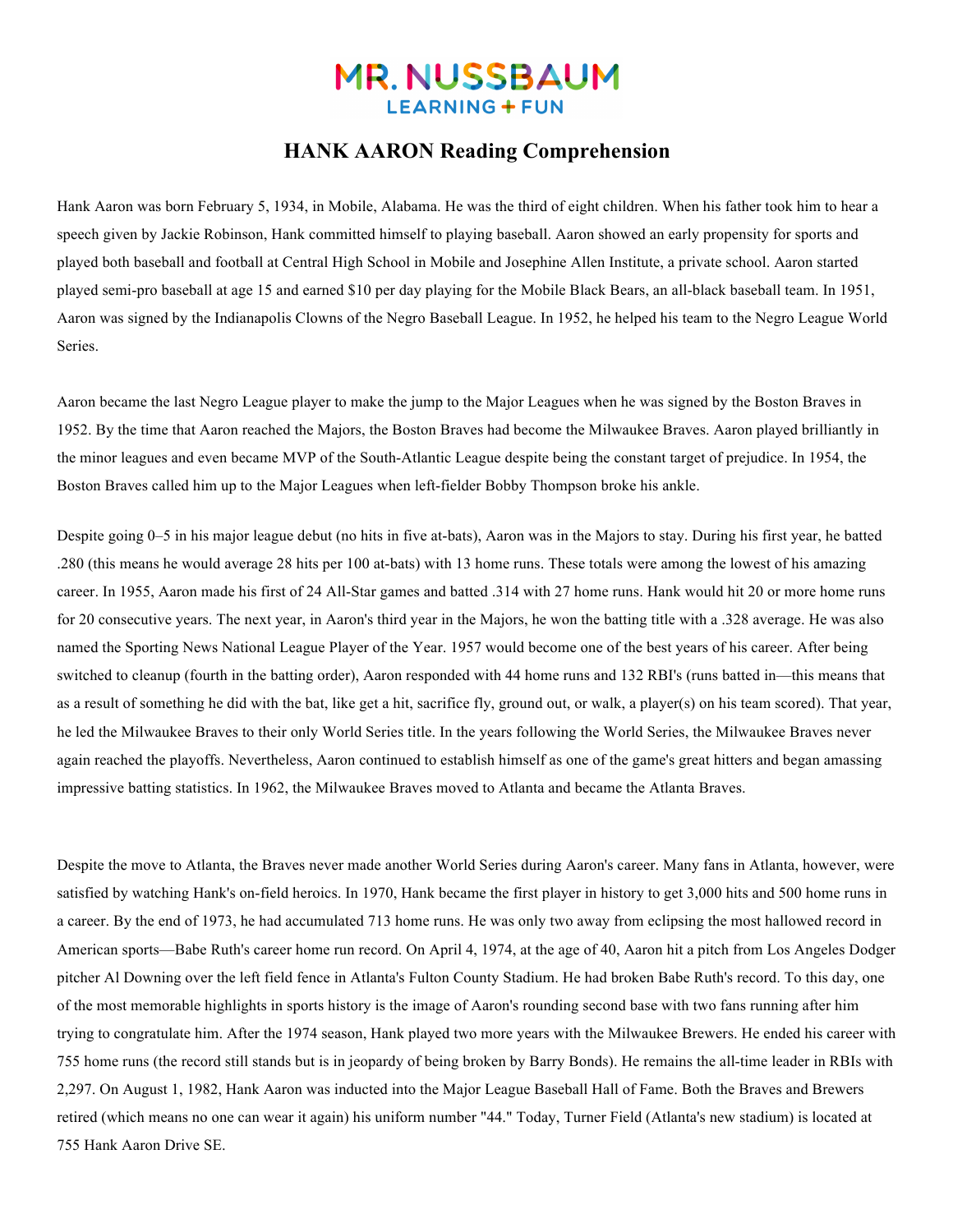MR. NUSSBAUM
LEARNING + FUN

# HANK AARON Reading Comprehension

Hank Aaron was born February 5, 1934, in Mobile, Alabama. He was the third of eight children. When his father took him to hear a speech given by Jackie Robinson, Hank committed himself to playing baseball. Aaron showed an early propensity for sports and played both baseball and football at Central High School in Mobile and Josephine Allen Institute, a private school. Aaron started played semi-pro baseball at age 15 and earned $10 per day playing for the Mobile Black Bears, an all-black baseball team. In 1951, Aaron was signed by the Indianapolis Clowns of the Negro Baseball League. In 1952, he helped his team to the Negro League World Series.

Aaron became the last Negro League player to make the jump to the Major Leagues when he was signed by the Boston Braves in 1952. By the time that Aaron reached the Majors, the Boston Braves had become the Milwaukee Braves. Aaron played brilliantly in the minor leagues and even became MVP of the South-Atlantic League despite being the constant target of prejudice. In 1954, the Boston Braves called him up to the Major Leagues when left-fielder Bobby Thompson broke his ankle.

Despite going 0–5 in his major league debut (no hits in five at-bats), Aaron was in the Majors to stay. During his first year, he batted .280 (this means he would average 28 hits per 100 at-bats) with 13 home runs. These totals were among the lowest of his amazing career. In 1955, Aaron made his first of 24 All-Star games and batted .314 with 27 home runs. Hank would hit 20 or more home runs for 20 consecutive years. The next year, in Aaron's third year in the Majors, he won the batting title with a .328 average. He was also named the Sporting News National League Player of the Year. 1957 would become one of the best years of his career. After being switched to cleanup (fourth in the batting order), Aaron responded with 44 home runs and 132 RBI's (runs batted in—this means that as a result of something he did with the bat, like get a hit, sacrifice fly, ground out, or walk, a player(s) on his team scored). That year, he led the Milwaukee Braves to their only World Series title. In the years following the World Series, the Milwaukee Braves never again reached the playoffs. Nevertheless, Aaron continued to establish himself as one of the game's great hitters and began amassing impressive batting statistics. In 1962, the Milwaukee Braves moved to Atlanta and became the Atlanta Braves.

Despite the move to Atlanta, the Braves never made another World Series during Aaron's career. Many fans in Atlanta, however, were satisfied by watching Hank's on-field heroics. In 1970, Hank became the first player in history to get 3,000 hits and 500 home runs in a career. By the end of 1973, he had accumulated 713 home runs. He was only two away from eclipsing the most hallowed record in American sports—Babe Ruth's career home run record. On April 4, 1974, at the age of 40, Aaron hit a pitch from Los Angeles Dodger pitcher Al Downing over the left field fence in Atlanta's Fulton County Stadium. He had broken Babe Ruth's record. To this day, one of the most memorable highlights in sports history is the image of Aaron's rounding second base with two fans running after him trying to congratulate him. After the 1974 season, Hank played two more years with the Milwaukee Brewers. He ended his career with 755 home runs (the record still stands but is in jeopardy of being broken by Barry Bonds). He remains the all-time leader in RBIs with 2,297. On August 1, 1982, Hank Aaron was inducted into the Major League Baseball Hall of Fame. Both the Braves and Brewers retired (which means no one can wear it again) his uniform number "44." Today, Turner Field (Atlanta's new stadium) is located at 755 Hank Aaron Drive SE.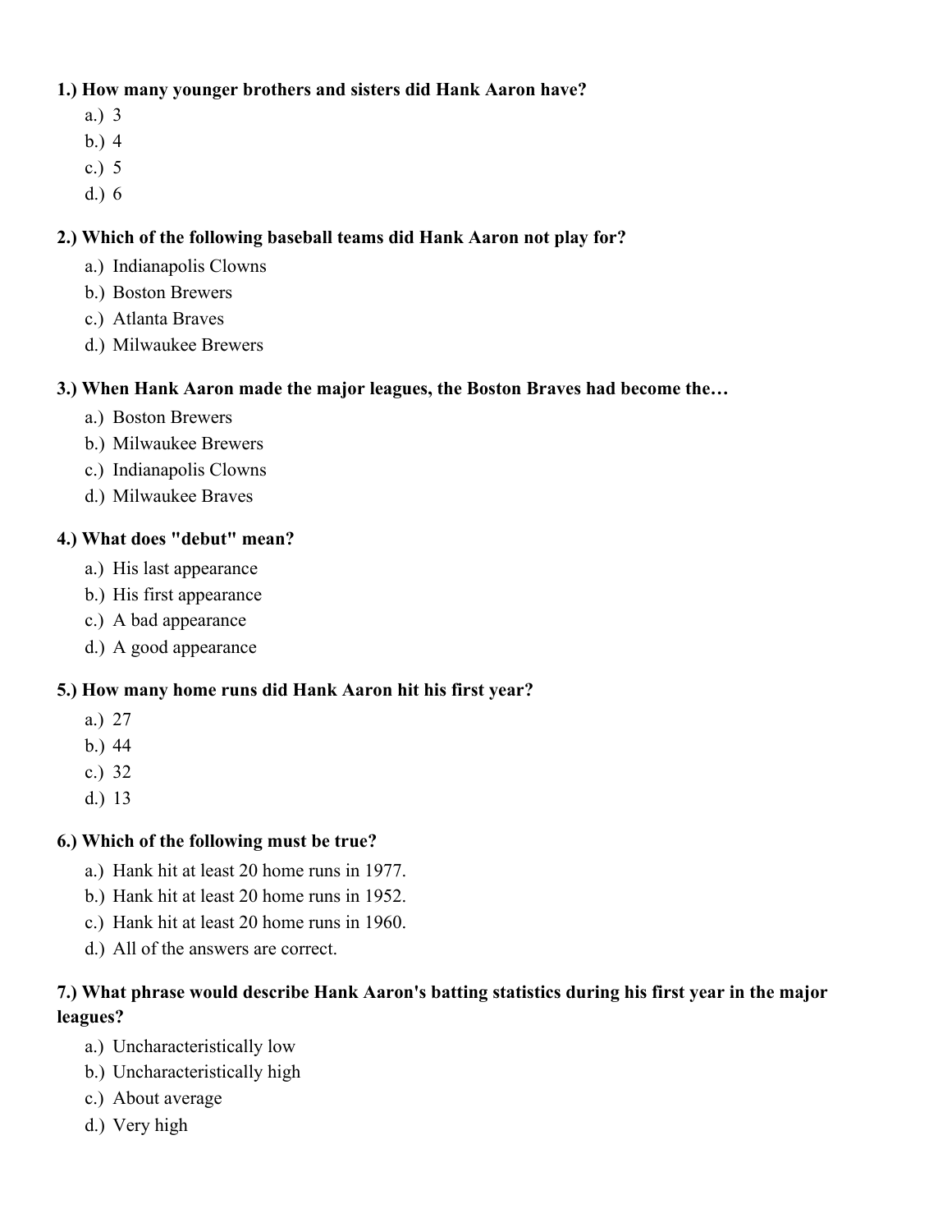**1.) How many younger brothers and sisters did Hank Aaron have?**

a.) 3
b.) 4
c.) 5
d.) 6

**2.) Which of the following baseball teams did Hank Aaron not play for?**

a.) Indianapolis Clowns
b.) Boston Brewers
c.) Atlanta Braves
d.) Milwaukee Brewers

**3.) When Hank Aaron made the major leagues, the Boston Braves had become the…**

a.) Boston Brewers
b.) Milwaukee Brewers
c.) Indianapolis Clowns
d.) Milwaukee Braves

**4.) What does "debut" mean?**

a.) His last appearance
b.) His first appearance
c.) A bad appearance
d.) A good appearance

**5.) How many home runs did Hank Aaron hit his first year?**

a.) 27
b.) 44
c.) 32
d.) 13

**6.) Which of the following must be true?**

a.) Hank hit at least 20 home runs in 1977.
b.) Hank hit at least 20 home runs in 1952.
c.) Hank hit at least 20 home runs in 1960.
d.) All of the answers are correct.

**7.) What phrase would describe Hank Aaron's batting statistics during his first year in the major leagues?**

a.) Uncharacteristically low
b.) Uncharacteristically high
c.) About average
d.) Very high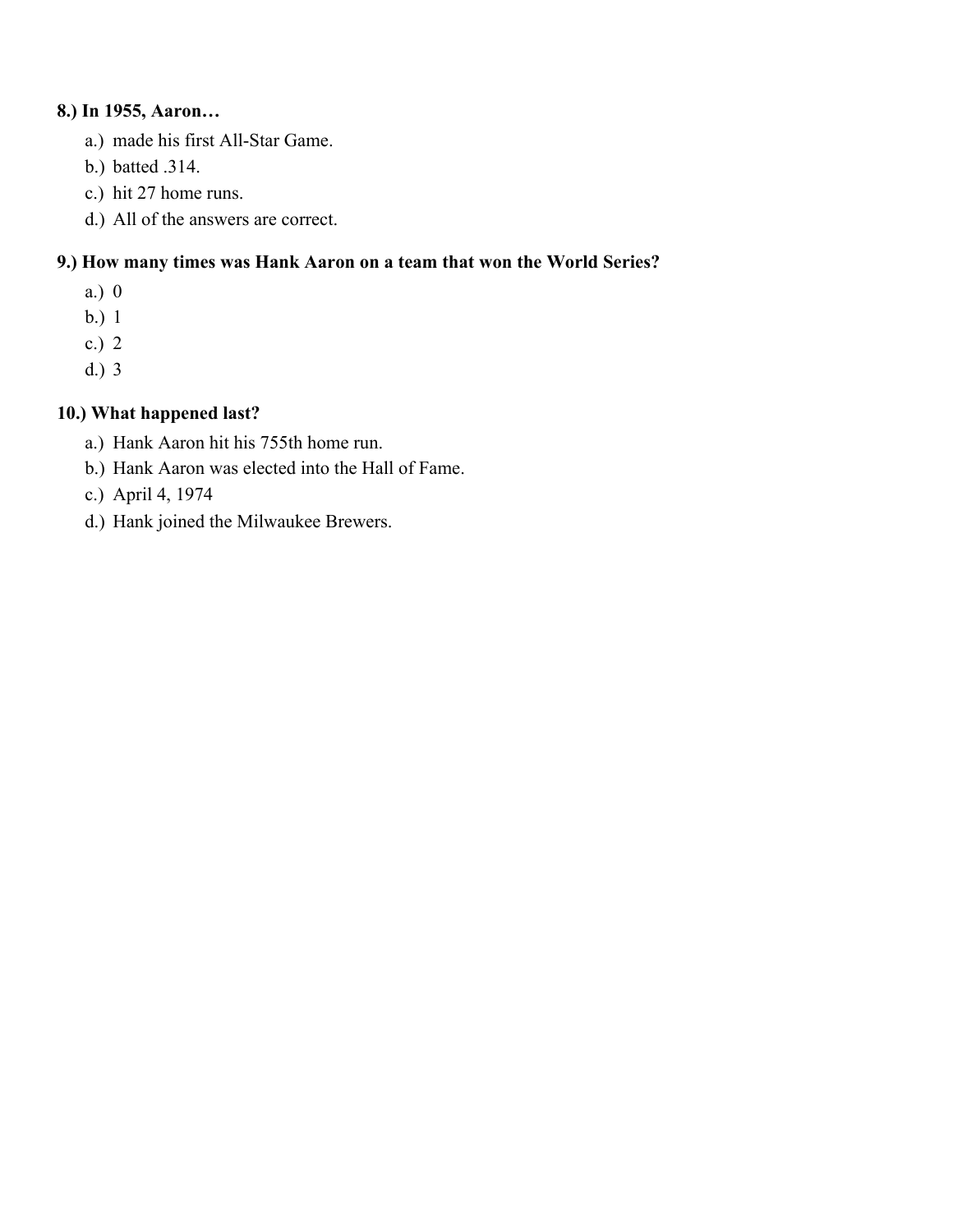**8.) In 1955, Aaron…**

a.) made his first All-Star Game.

b.) batted .314.

c.) hit 27 home runs.

d.) All of the answers are correct.

**9.) How many times was Hank Aaron on a team that won the World Series?**

a.) 0

b.) 1

c.) 2

d.) 3

**10.) What happened last?**

a.) Hank Aaron hit his 755th home run.

b.) Hank Aaron was elected into the Hall of Fame.

c.) April 4, 1974

d.) Hank joined the Milwaukee Brewers.